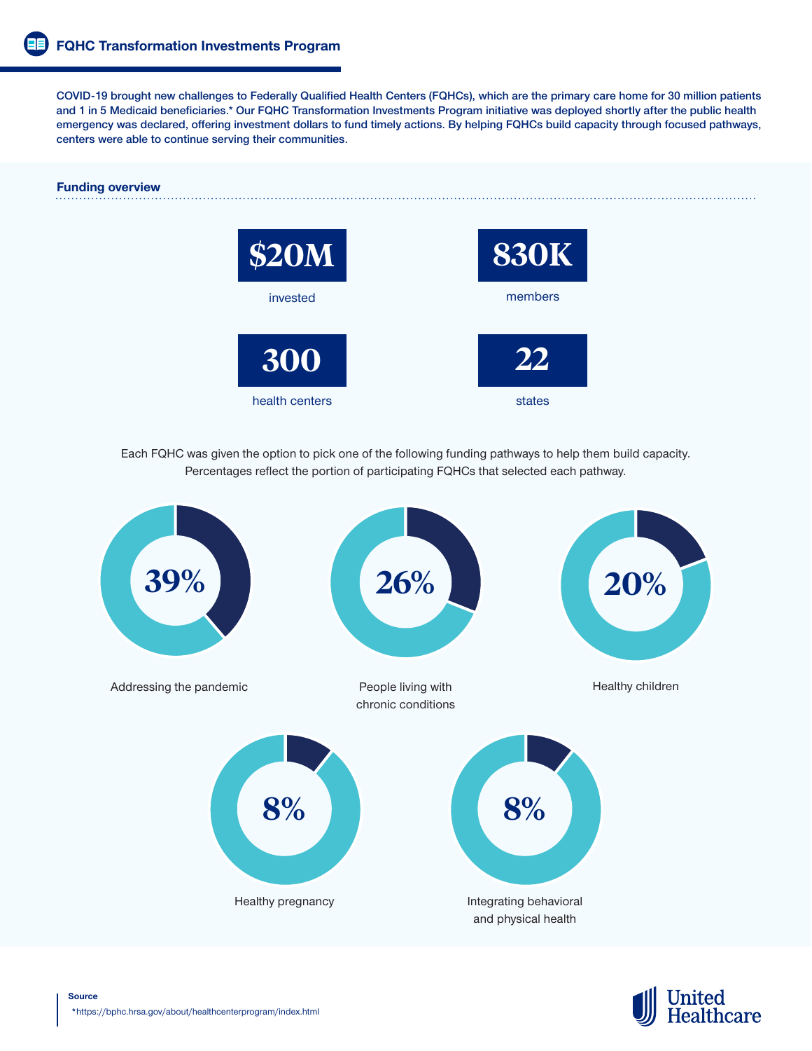# FQHC Transformation Investments Program

COVID-19 brought new challenges to Federally Qualified Health Centers (FQHCs), which are the primary care home for 30 million patients and 1 in 5 Medicaid beneficiaries.* Our FQHC Transformation Investments Program initiative was deployed shortly after the public health emergency was declared, offering investment dollars to fund timely actions. By helping FQHCs build capacity through focused pathways, centers were able to continue serving their communities.

## Funding overview

**$20M** invested

**830K** members

**300** health centers

**22** states

Each FQHC was given the option to pick one of the following funding pathways to help them build capacity. Percentages reflect the portion of participating FQHCs that selected each pathway.

- **39%** Addressing the pandemic
- **26%** People living with chronic conditions
- **20%** Healthy children
- **8%** Healthy pregnancy
- **8%** Integrating behavioral and physical health

**Source**

*https://bphc.hrsa.gov/about/healthcenterprogram/index.html

United Healthcare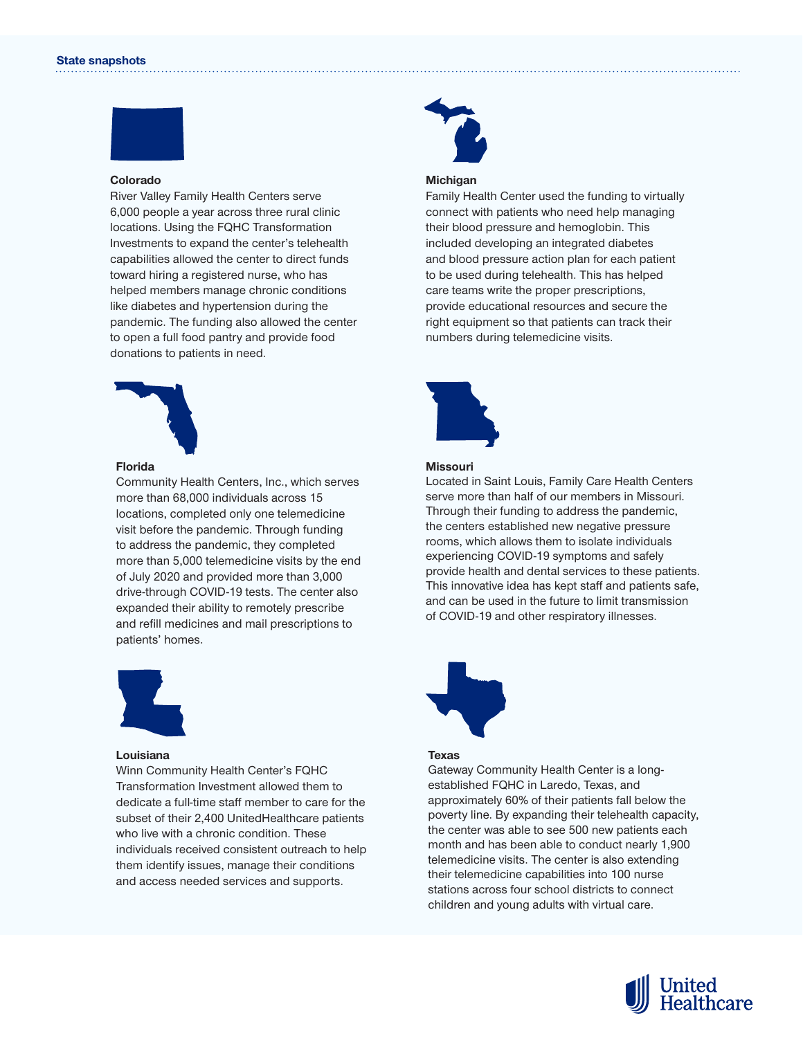## State snapshots

### Colorado

River Valley Family Health Centers serve 6,000 people a year across three rural clinic locations. Using the FQHC Transformation Investments to expand the center's telehealth capabilities allowed the center to direct funds toward hiring a registered nurse, who has helped members manage chronic conditions like diabetes and hypertension during the pandemic. The funding also allowed the center to open a full food pantry and provide food donations to patients in need.

### Florida

Community Health Centers, Inc., which serves more than 68,000 individuals across 15 locations, completed only one telemedicine visit before the pandemic. Through funding to address the pandemic, they completed more than 5,000 telemedicine visits by the end of July 2020 and provided more than 3,000 drive-through COVID-19 tests. The center also expanded their ability to remotely prescribe and refill medicines and mail prescriptions to patients' homes.

### Louisiana

Winn Community Health Center's FQHC Transformation Investment allowed them to dedicate a full-time staff member to care for the subset of their 2,400 UnitedHealthcare patients who live with a chronic condition. These individuals received consistent outreach to help them identify issues, manage their conditions and access needed services and supports.

### Michigan

Family Health Center used the funding to virtually connect with patients who need help managing their blood pressure and hemoglobin. This included developing an integrated diabetes and blood pressure action plan for each patient to be used during telehealth. This has helped care teams write the proper prescriptions, provide educational resources and secure the right equipment so that patients can track their numbers during telemedicine visits.

### Missouri

Located in Saint Louis, Family Care Health Centers serve more than half of our members in Missouri. Through their funding to address the pandemic, the centers established new negative pressure rooms, which allows them to isolate individuals experiencing COVID-19 symptoms and safely provide health and dental services to these patients. This innovative idea has kept staff and patients safe, and can be used in the future to limit transmission of COVID-19 and other respiratory illnesses.

### Texas

Gateway Community Health Center is a long-established FQHC in Laredo, Texas, and approximately 60% of their patients fall below the poverty line. By expanding their telehealth capacity, the center was able to see 500 new patients each month and has been able to conduct nearly 1,900 telemedicine visits. The center is also extending their telemedicine capabilities into 100 nurse stations across four school districts to connect children and young adults with virtual care.

United Healthcare